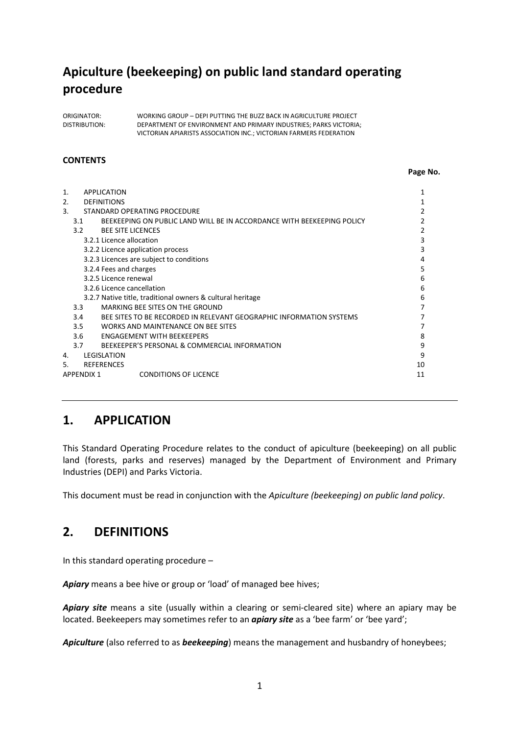# Apiculture (beekeeping) on public land standard operating procedure

ORIGINATOR: WORKING GROUP – DEPI PUTTING THE BUZZ BACK IN AGRICULTURE PROJECT
DISTRIBUTION: DEPARTMENT OF ENVIRONMENT AND PRIMARY INDUSTRIES; PARKS VICTORIA; VICTORIAN APIARISTS ASSOCIATION INC.; VICTORIAN FARMERS FEDERATION

**CONTENTS**

| | Page No. |
|---|---|
| 1. APPLICATION | 1 |
| 2. DEFINITIONS | 1 |
| 3. STANDARD OPERATING PROCEDURE | 2 |
| 3.1 BEEKEEPING ON PUBLIC LAND WILL BE IN ACCORDANCE WITH BEEKEEPING POLICY | 2 |
| 3.2 BEE SITE LICENCES | 2 |
| 3.2.1 Licence allocation | 3 |
| 3.2.2 Licence application process | 3 |
| 3.2.3 Licences are subject to conditions | 4 |
| 3.2.4 Fees and charges | 5 |
| 3.2.5 Licence renewal | 6 |
| 3.2.6 Licence cancellation | 6 |
| 3.2.7 Native title, traditional owners & cultural heritage | 6 |
| 3.3 MARKING BEE SITES ON THE GROUND | 7 |
| 3.4 BEE SITES TO BE RECORDED IN RELEVANT GEOGRAPHIC INFORMATION SYSTEMS | 7 |
| 3.5 WORKS AND MAINTENANCE ON BEE SITES | 7 |
| 3.6 ENGAGEMENT WITH BEEKEEPERS | 8 |
| 3.7 BEEKEEPER'S PERSONAL & COMMERCIAL INFORMATION | 9 |
| 4. LEGISLATION | 9 |
| 5. REFERENCES | 10 |
| APPENDIX 1 CONDITIONS OF LICENCE | 11 |

## 1. APPLICATION

This Standard Operating Procedure relates to the conduct of apiculture (beekeeping) on all public land (forests, parks and reserves) managed by the Department of Environment and Primary Industries (DEPI) and Parks Victoria.

This document must be read in conjunction with the *Apiculture (beekeeping) on public land policy*.

## 2. DEFINITIONS

In this standard operating procedure –

***Apiary*** means a bee hive or group or 'load' of managed bee hives;

***Apiary site*** means a site (usually within a clearing or semi-cleared site) where an apiary may be located. Beekeepers may sometimes refer to an ***apiary site*** as a 'bee farm' or 'bee yard';

***Apiculture*** (also referred to as ***beekeeping***) means the management and husbandry of honeybees;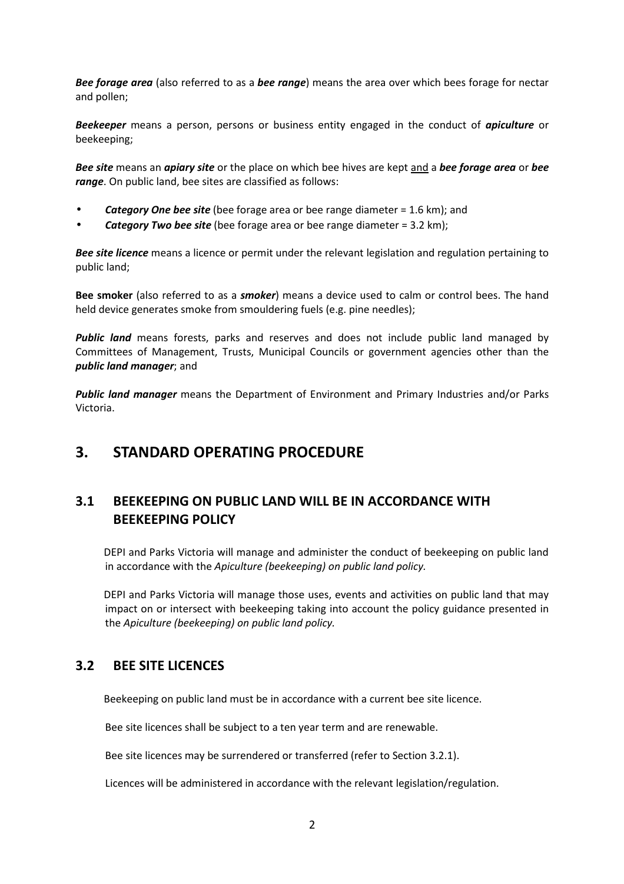***Bee forage area*** (also referred to as a ***bee range***) means the area over which bees forage for nectar and pollen;

***Beekeeper*** means a person, persons or business entity engaged in the conduct of ***apiculture*** or beekeeping;

***Bee site*** means an ***apiary site*** or the place on which bee hives are kept <u>and</u> a ***bee forage area*** or ***bee range***. On public land, bee sites are classified as follows:

- ***Category One bee site*** (bee forage area or bee range diameter = 1.6 km); and
- ***Category Two bee site*** (bee forage area or bee range diameter = 3.2 km);

***Bee site licence*** means a licence or permit under the relevant legislation and regulation pertaining to public land;

**Bee smoker** (also referred to as a ***smoker***) means a device used to calm or control bees. The hand held device generates smoke from smouldering fuels (e.g. pine needles);

***Public land*** means forests, parks and reserves and does not include public land managed by Committees of Management, Trusts, Municipal Councils or government agencies other than the ***public land manager***; and

***Public land manager*** means the Department of Environment and Primary Industries and/or Parks Victoria.

# 3. STANDARD OPERATING PROCEDURE

## 3.1 BEEKEEPING ON PUBLIC LAND WILL BE IN ACCORDANCE WITH BEEKEEPING POLICY

DEPI and Parks Victoria will manage and administer the conduct of beekeeping on public land in accordance with the *Apiculture (beekeeping) on public land policy.*

DEPI and Parks Victoria will manage those uses, events and activities on public land that may impact on or intersect with beekeeping taking into account the policy guidance presented in the *Apiculture (beekeeping) on public land policy.*

## 3.2 BEE SITE LICENCES

Beekeeping on public land must be in accordance with a current bee site licence.

Bee site licences shall be subject to a ten year term and are renewable.

Bee site licences may be surrendered or transferred (refer to Section 3.2.1).

Licences will be administered in accordance with the relevant legislation/regulation.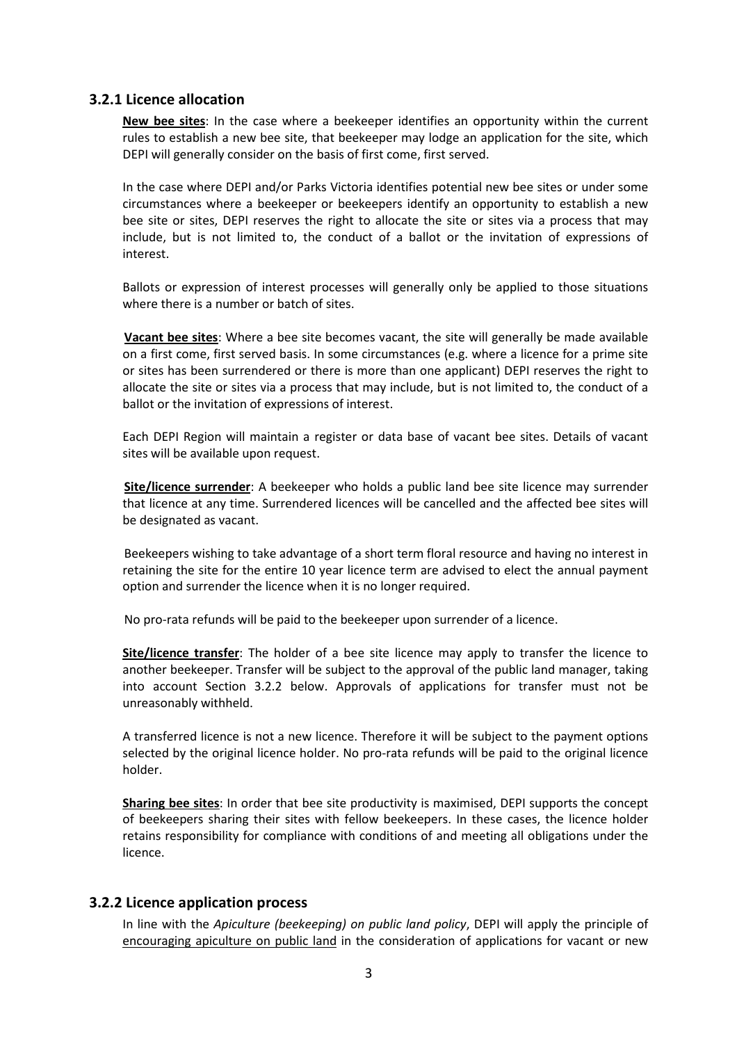### 3.2.1 Licence allocation

**New bee sites**: In the case where a beekeeper identifies an opportunity within the current rules to establish a new bee site, that beekeeper may lodge an application for the site, which DEPI will generally consider on the basis of first come, first served.

In the case where DEPI and/or Parks Victoria identifies potential new bee sites or under some circumstances where a beekeeper or beekeepers identify an opportunity to establish a new bee site or sites, DEPI reserves the right to allocate the site or sites via a process that may include, but is not limited to, the conduct of a ballot or the invitation of expressions of interest.

Ballots or expression of interest processes will generally only be applied to those situations where there is a number or batch of sites.

**Vacant bee sites**: Where a bee site becomes vacant, the site will generally be made available on a first come, first served basis. In some circumstances (e.g. where a licence for a prime site or sites has been surrendered or there is more than one applicant) DEPI reserves the right to allocate the site or sites via a process that may include, but is not limited to, the conduct of a ballot or the invitation of expressions of interest.

Each DEPI Region will maintain a register or data base of vacant bee sites. Details of vacant sites will be available upon request.

**Site/licence surrender**: A beekeeper who holds a public land bee site licence may surrender that licence at any time. Surrendered licences will be cancelled and the affected bee sites will be designated as vacant.

Beekeepers wishing to take advantage of a short term floral resource and having no interest in retaining the site for the entire 10 year licence term are advised to elect the annual payment option and surrender the licence when it is no longer required.

No pro-rata refunds will be paid to the beekeeper upon surrender of a licence.

**Site/licence transfer**: The holder of a bee site licence may apply to transfer the licence to another beekeeper. Transfer will be subject to the approval of the public land manager, taking into account Section 3.2.2 below. Approvals of applications for transfer must not be unreasonably withheld.

A transferred licence is not a new licence. Therefore it will be subject to the payment options selected by the original licence holder. No pro-rata refunds will be paid to the original licence holder.

**Sharing bee sites**: In order that bee site productivity is maximised, DEPI supports the concept of beekeepers sharing their sites with fellow beekeepers. In these cases, the licence holder retains responsibility for compliance with conditions of and meeting all obligations under the licence.

### 3.2.2 Licence application process

In line with the *Apiculture (beekeeping) on public land policy*, DEPI will apply the principle of encouraging apiculture on public land in the consideration of applications for vacant or new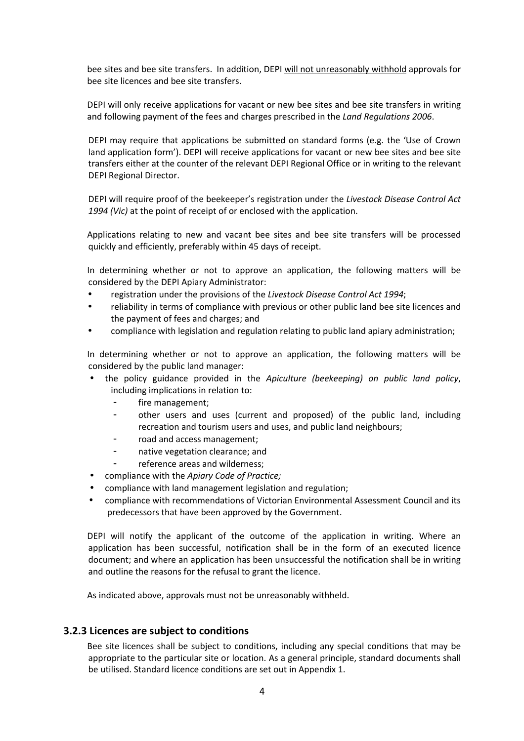bee sites and bee site transfers. In addition, DEPI <u>will not unreasonably withhold</u> approvals for bee site licences and bee site transfers.

DEPI will only receive applications for vacant or new bee sites and bee site transfers in writing and following payment of the fees and charges prescribed in the *Land Regulations 2006*.

DEPI may require that applications be submitted on standard forms (e.g. the 'Use of Crown land application form'). DEPI will receive applications for vacant or new bee sites and bee site transfers either at the counter of the relevant DEPI Regional Office or in writing to the relevant DEPI Regional Director.

DEPI will require proof of the beekeeper's registration under the *Livestock Disease Control Act 1994 (Vic)* at the point of receipt of or enclosed with the application.

Applications relating to new and vacant bee sites and bee site transfers will be processed quickly and efficiently, preferably within 45 days of receipt.

In determining whether or not to approve an application, the following matters will be considered by the DEPI Apiary Administrator:

- registration under the provisions of the *Livestock Disease Control Act 1994*;
- reliability in terms of compliance with previous or other public land bee site licences and the payment of fees and charges; and
- compliance with legislation and regulation relating to public land apiary administration;

In determining whether or not to approve an application, the following matters will be considered by the public land manager:

- the policy guidance provided in the *Apiculture (beekeeping) on public land policy*, including implications in relation to:
  - fire management;
  - other users and uses (current and proposed) of the public land, including recreation and tourism users and uses, and public land neighbours;
  - road and access management;
  - native vegetation clearance; and
  - reference areas and wilderness;
- compliance with the *Apiary Code of Practice;*
- compliance with land management legislation and regulation;
- compliance with recommendations of Victorian Environmental Assessment Council and its predecessors that have been approved by the Government.

DEPI will notify the applicant of the outcome of the application in writing. Where an application has been successful, notification shall be in the form of an executed licence document; and where an application has been unsuccessful the notification shall be in writing and outline the reasons for the refusal to grant the licence.

As indicated above, approvals must not be unreasonably withheld.

### 3.2.3 Licences are subject to conditions

Bee site licences shall be subject to conditions, including any special conditions that may be appropriate to the particular site or location. As a general principle, standard documents shall be utilised. Standard licence conditions are set out in Appendix 1.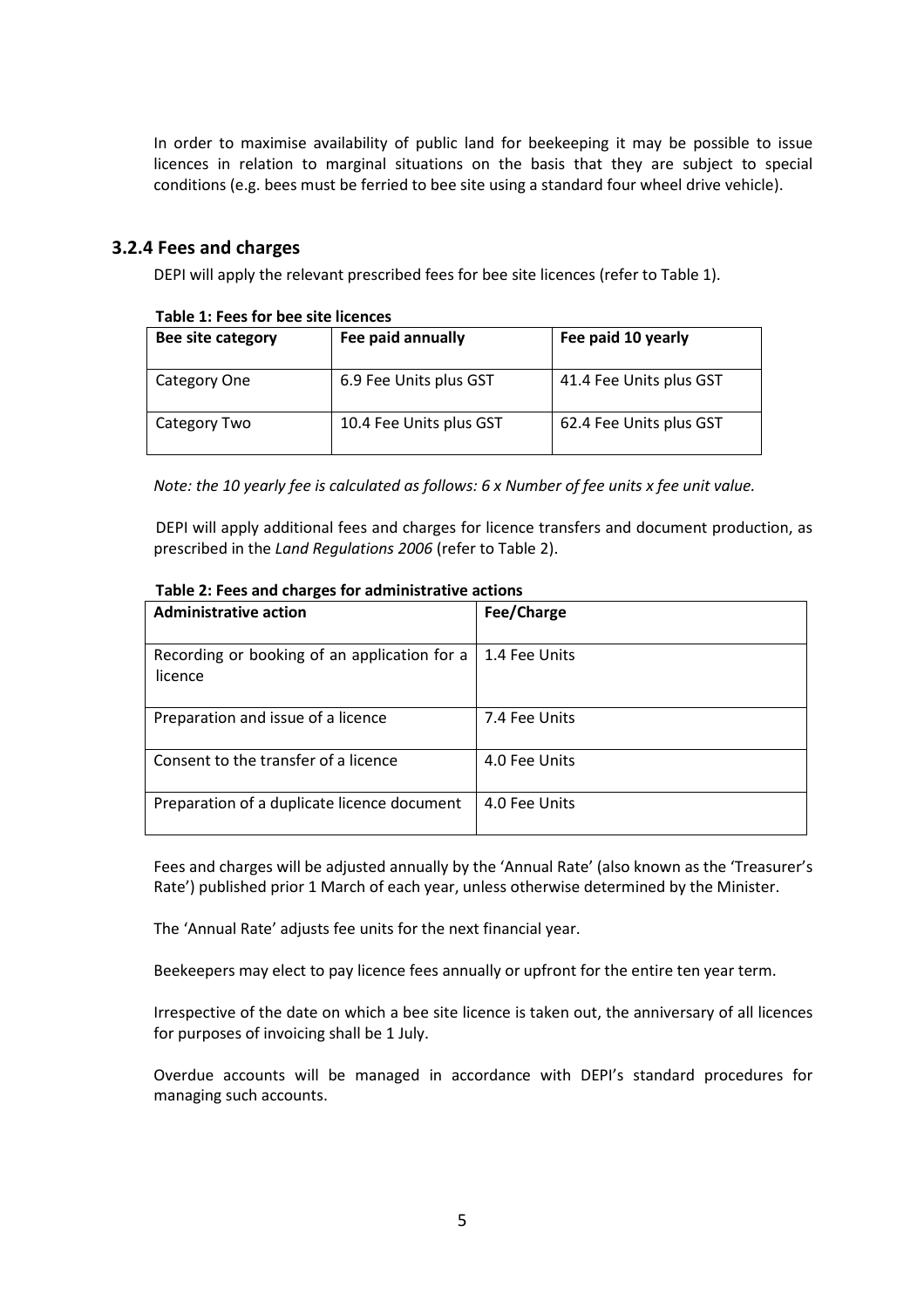In order to maximise availability of public land for beekeeping it may be possible to issue licences in relation to marginal situations on the basis that they are subject to special conditions (e.g. bees must be ferried to bee site using a standard four wheel drive vehicle).

### 3.2.4 Fees and charges

DEPI will apply the relevant prescribed fees for bee site licences (refer to Table 1).

**Table 1: Fees for bee site licences**

| Bee site category | Fee paid annually | Fee paid 10 yearly |
| --- | --- | --- |
| Category One | 6.9 Fee Units plus GST | 41.4 Fee Units plus GST |
| Category Two | 10.4 Fee Units plus GST | 62.4 Fee Units plus GST |

*Note: the 10 yearly fee is calculated as follows: 6 x Number of fee units x fee unit value.*

DEPI will apply additional fees and charges for licence transfers and document production, as prescribed in the *Land Regulations 2006* (refer to Table 2).

**Table 2: Fees and charges for administrative actions**

| Administrative action | Fee/Charge |
| --- | --- |
| Recording or booking of an application for a licence | 1.4 Fee Units |
| Preparation and issue of a licence | 7.4 Fee Units |
| Consent to the transfer of a licence | 4.0 Fee Units |
| Preparation of a duplicate licence document | 4.0 Fee Units |

Fees and charges will be adjusted annually by the 'Annual Rate' (also known as the 'Treasurer's Rate') published prior 1 March of each year, unless otherwise determined by the Minister.

The 'Annual Rate' adjusts fee units for the next financial year.

Beekeepers may elect to pay licence fees annually or upfront for the entire ten year term.

Irrespective of the date on which a bee site licence is taken out, the anniversary of all licences for purposes of invoicing shall be 1 July.

Overdue accounts will be managed in accordance with DEPI's standard procedures for managing such accounts.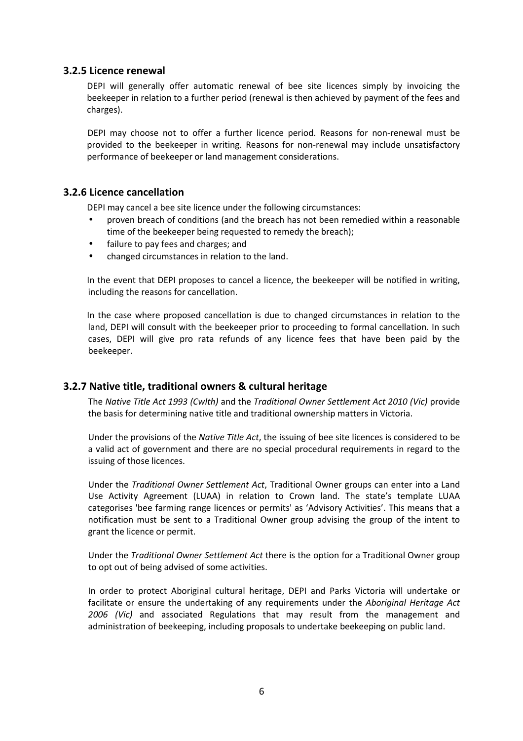### 3.2.5 Licence renewal

DEPI will generally offer automatic renewal of bee site licences simply by invoicing the beekeeper in relation to a further period (renewal is then achieved by payment of the fees and charges).

DEPI may choose not to offer a further licence period. Reasons for non-renewal must be provided to the beekeeper in writing. Reasons for non-renewal may include unsatisfactory performance of beekeeper or land management considerations.

### 3.2.6 Licence cancellation

DEPI may cancel a bee site licence under the following circumstances:

- proven breach of conditions (and the breach has not been remedied within a reasonable time of the beekeeper being requested to remedy the breach);
- failure to pay fees and charges; and
- changed circumstances in relation to the land.

In the event that DEPI proposes to cancel a licence, the beekeeper will be notified in writing, including the reasons for cancellation.

In the case where proposed cancellation is due to changed circumstances in relation to the land, DEPI will consult with the beekeeper prior to proceeding to formal cancellation. In such cases, DEPI will give pro rata refunds of any licence fees that have been paid by the beekeeper.

### 3.2.7 Native title, traditional owners & cultural heritage

The *Native Title Act 1993 (Cwlth)* and the *Traditional Owner Settlement Act 2010 (Vic)* provide the basis for determining native title and traditional ownership matters in Victoria.

Under the provisions of the *Native Title Act*, the issuing of bee site licences is considered to be a valid act of government and there are no special procedural requirements in regard to the issuing of those licences.

Under the *Traditional Owner Settlement Act*, Traditional Owner groups can enter into a Land Use Activity Agreement (LUAA) in relation to Crown land. The state's template LUAA categorises 'bee farming range licences or permits' as 'Advisory Activities'. This means that a notification must be sent to a Traditional Owner group advising the group of the intent to grant the licence or permit.

Under the *Traditional Owner Settlement Act* there is the option for a Traditional Owner group to opt out of being advised of some activities.

In order to protect Aboriginal cultural heritage, DEPI and Parks Victoria will undertake or facilitate or ensure the undertaking of any requirements under the *Aboriginal Heritage Act 2006 (Vic)* and associated Regulations that may result from the management and administration of beekeeping, including proposals to undertake beekeeping on public land.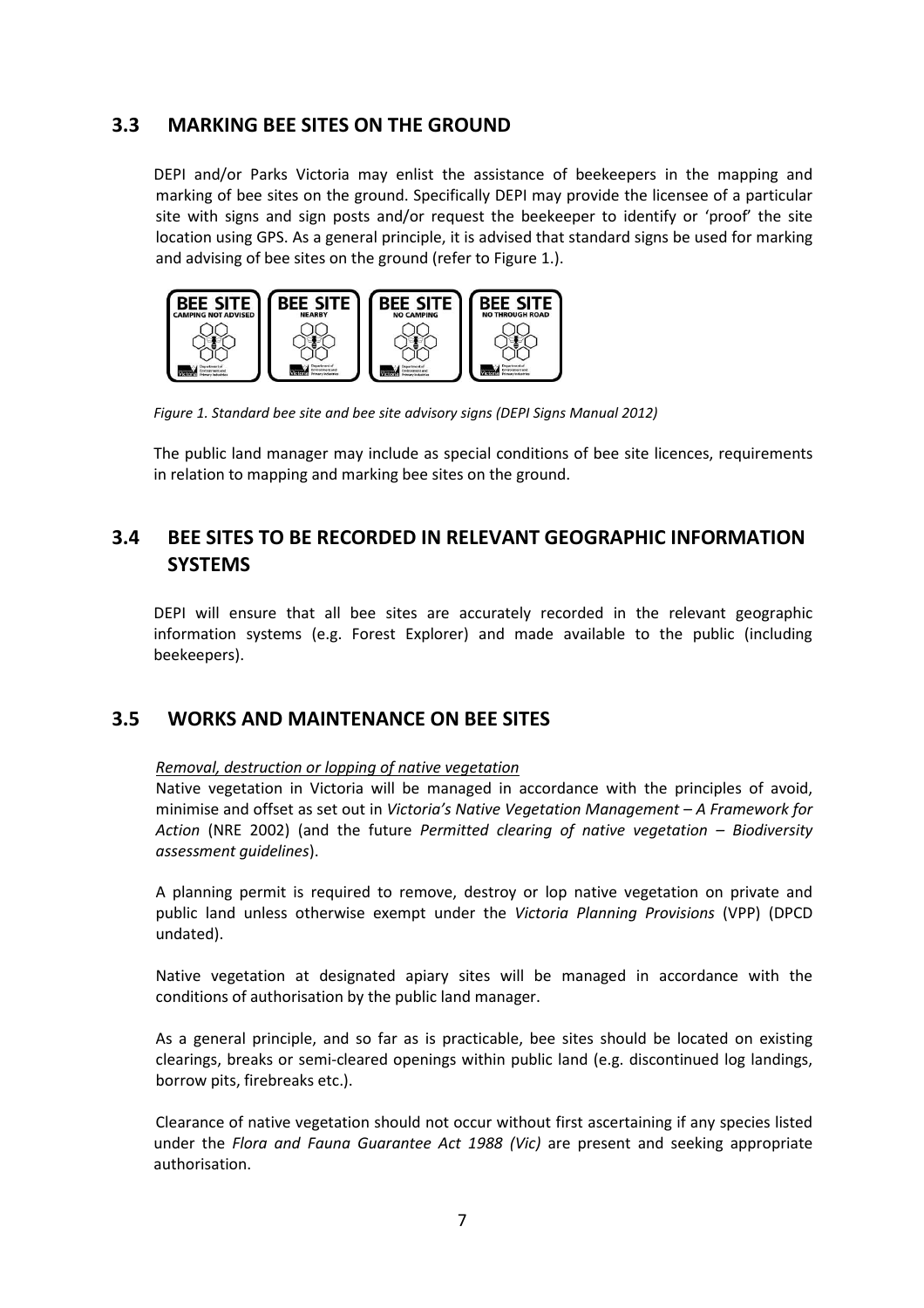## 3.3 MARKING BEE SITES ON THE GROUND

DEPI and/or Parks Victoria may enlist the assistance of beekeepers in the mapping and marking of bee sites on the ground. Specifically DEPI may provide the licensee of a particular site with signs and sign posts and/or request the beekeeper to identify or 'proof' the site location using GPS. As a general principle, it is advised that standard signs be used for marking and advising of bee sites on the ground (refer to Figure 1.).

*Figure 1. Standard bee site and bee site advisory signs (DEPI Signs Manual 2012)*

The public land manager may include as special conditions of bee site licences, requirements in relation to mapping and marking bee sites on the ground.

## 3.4 BEE SITES TO BE RECORDED IN RELEVANT GEOGRAPHIC INFORMATION SYSTEMS

DEPI will ensure that all bee sites are accurately recorded in the relevant geographic information systems (e.g. Forest Explorer) and made available to the public (including beekeepers).

## 3.5 WORKS AND MAINTENANCE ON BEE SITES

*Removal, destruction or lopping of native vegetation*

Native vegetation in Victoria will be managed in accordance with the principles of avoid, minimise and offset as set out in *Victoria's Native Vegetation Management – A Framework for Action* (NRE 2002) (and the future *Permitted clearing of native vegetation – Biodiversity assessment guidelines*).

A planning permit is required to remove, destroy or lop native vegetation on private and public land unless otherwise exempt under the *Victoria Planning Provisions* (VPP) (DPCD undated).

Native vegetation at designated apiary sites will be managed in accordance with the conditions of authorisation by the public land manager.

As a general principle, and so far as is practicable, bee sites should be located on existing clearings, breaks or semi-cleared openings within public land (e.g. discontinued log landings, borrow pits, firebreaks etc.).

Clearance of native vegetation should not occur without first ascertaining if any species listed under the *Flora and Fauna Guarantee Act 1988 (Vic)* are present and seeking appropriate authorisation.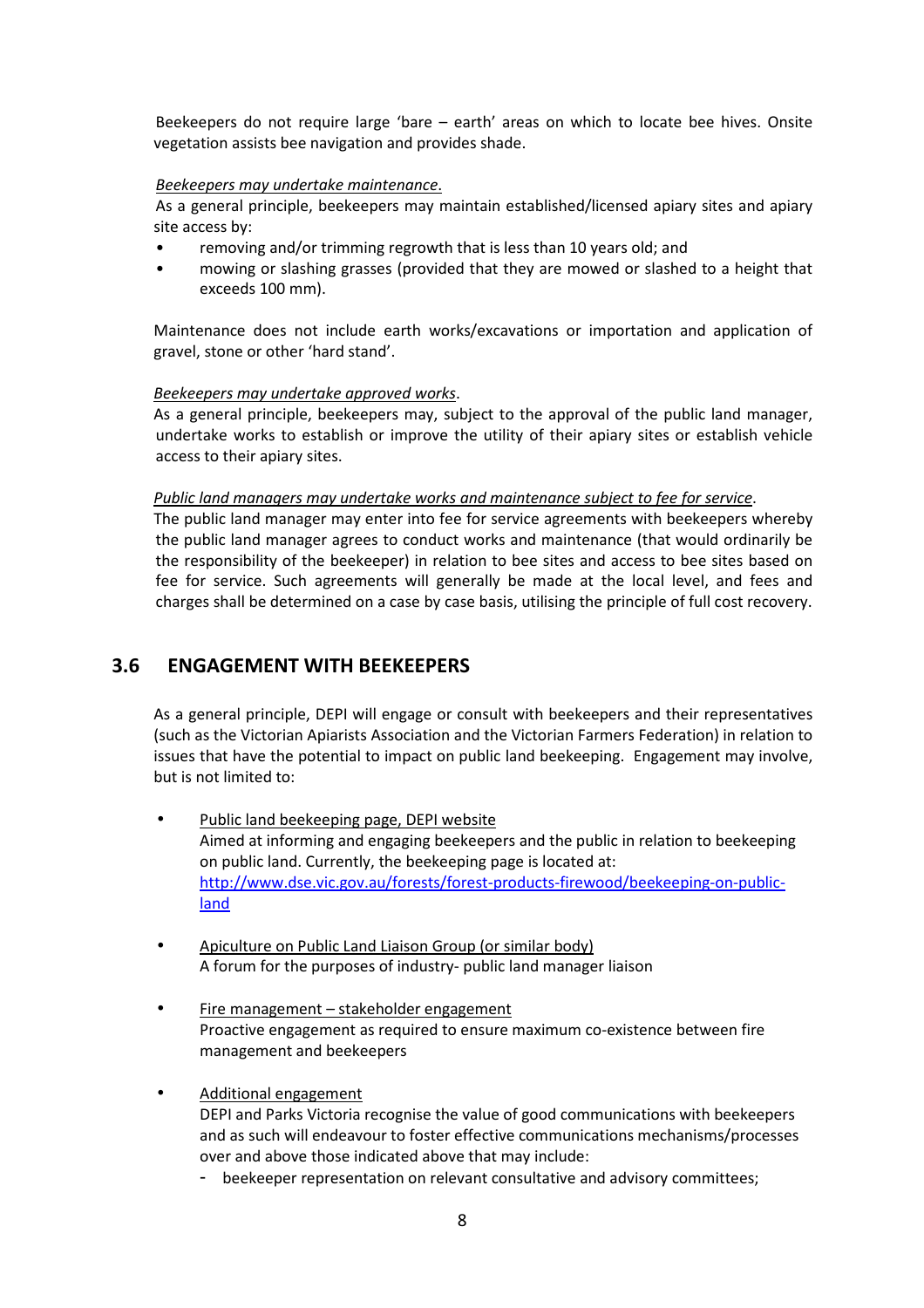Beekeepers do not require large 'bare – earth' areas on which to locate bee hives. Onsite vegetation assists bee navigation and provides shade.

*Beekeepers may undertake maintenance.*

As a general principle, beekeepers may maintain established/licensed apiary sites and apiary site access by:

- removing and/or trimming regrowth that is less than 10 years old; and
- mowing or slashing grasses (provided that they are mowed or slashed to a height that exceeds 100 mm).

Maintenance does not include earth works/excavations or importation and application of gravel, stone or other 'hard stand'.

*Beekeepers may undertake approved works*.

As a general principle, beekeepers may, subject to the approval of the public land manager, undertake works to establish or improve the utility of their apiary sites or establish vehicle access to their apiary sites.

*Public land managers may undertake works and maintenance subject to fee for service*.

The public land manager may enter into fee for service agreements with beekeepers whereby the public land manager agrees to conduct works and maintenance (that would ordinarily be the responsibility of the beekeeper) in relation to bee sites and access to bee sites based on fee for service. Such agreements will generally be made at the local level, and fees and charges shall be determined on a case by case basis, utilising the principle of full cost recovery.

## 3.6 ENGAGEMENT WITH BEEKEEPERS

As a general principle, DEPI will engage or consult with beekeepers and their representatives (such as the Victorian Apiarists Association and the Victorian Farmers Federation) in relation to issues that have the potential to impact on public land beekeeping. Engagement may involve, but is not limited to:

- Public land beekeeping page, DEPI website
  Aimed at informing and engaging beekeepers and the public in relation to beekeeping on public land. Currently, the beekeeping page is located at: [http://www.dse.vic.gov.au/forests/forest-products-firewood/beekeeping-on-public-land](http://www.dse.vic.gov.au/forests/forest-products-firewood/beekeeping-on-public-land)

- Apiculture on Public Land Liaison Group (or similar body)
  A forum for the purposes of industry- public land manager liaison

- Fire management – stakeholder engagement
  Proactive engagement as required to ensure maximum co-existence between fire management and beekeepers

- Additional engagement
  DEPI and Parks Victoria recognise the value of good communications with beekeepers and as such will endeavour to foster effective communications mechanisms/processes over and above those indicated above that may include:
  - beekeeper representation on relevant consultative and advisory committees;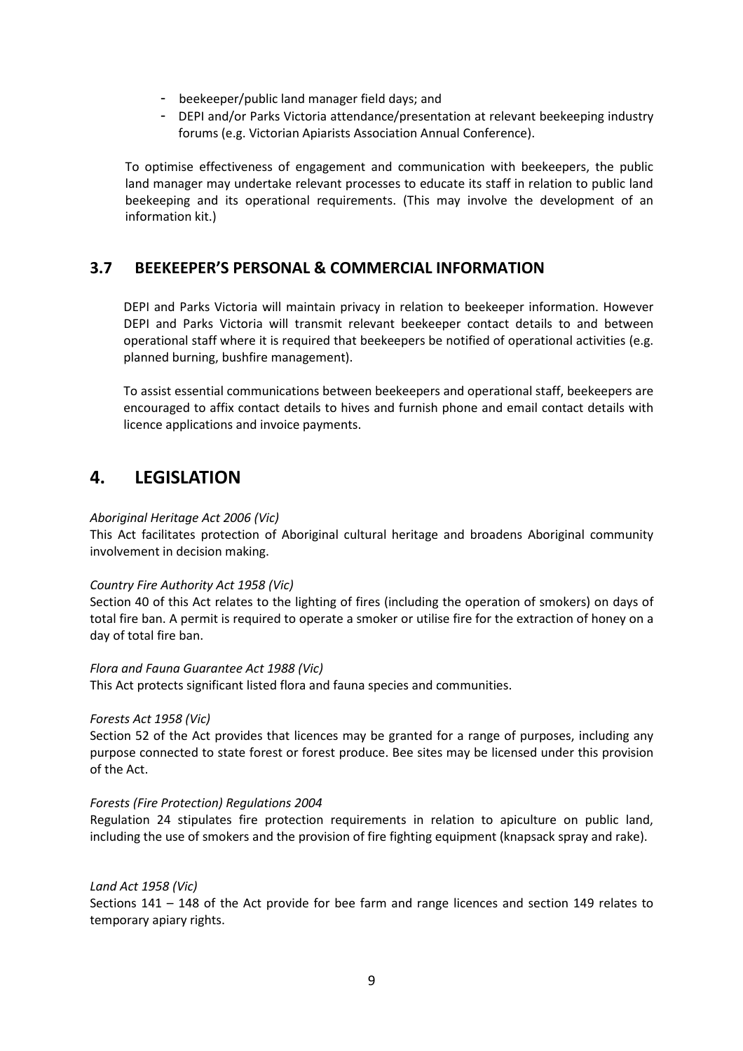- beekeeper/public land manager field days; and
- DEPI and/or Parks Victoria attendance/presentation at relevant beekeeping industry forums (e.g. Victorian Apiarists Association Annual Conference).

To optimise effectiveness of engagement and communication with beekeepers, the public land manager may undertake relevant processes to educate its staff in relation to public land beekeeping and its operational requirements. (This may involve the development of an information kit.)

## 3.7 BEEKEEPER'S PERSONAL & COMMERCIAL INFORMATION

DEPI and Parks Victoria will maintain privacy in relation to beekeeper information. However DEPI and Parks Victoria will transmit relevant beekeeper contact details to and between operational staff where it is required that beekeepers be notified of operational activities (e.g. planned burning, bushfire management).

To assist essential communications between beekeepers and operational staff, beekeepers are encouraged to affix contact details to hives and furnish phone and email contact details with licence applications and invoice payments.

# 4. LEGISLATION

*Aboriginal Heritage Act 2006 (Vic)*
This Act facilitates protection of Aboriginal cultural heritage and broadens Aboriginal community involvement in decision making.

*Country Fire Authority Act 1958 (Vic)*
Section 40 of this Act relates to the lighting of fires (including the operation of smokers) on days of total fire ban. A permit is required to operate a smoker or utilise fire for the extraction of honey on a day of total fire ban.

*Flora and Fauna Guarantee Act 1988 (Vic)*
This Act protects significant listed flora and fauna species and communities.

*Forests Act 1958 (Vic)*
Section 52 of the Act provides that licences may be granted for a range of purposes, including any purpose connected to state forest or forest produce. Bee sites may be licensed under this provision of the Act.

*Forests (Fire Protection) Regulations 2004*
Regulation 24 stipulates fire protection requirements in relation to apiculture on public land, including the use of smokers and the provision of fire fighting equipment (knapsack spray and rake).

*Land Act 1958 (Vic)*
Sections 141 – 148 of the Act provide for bee farm and range licences and section 149 relates to temporary apiary rights.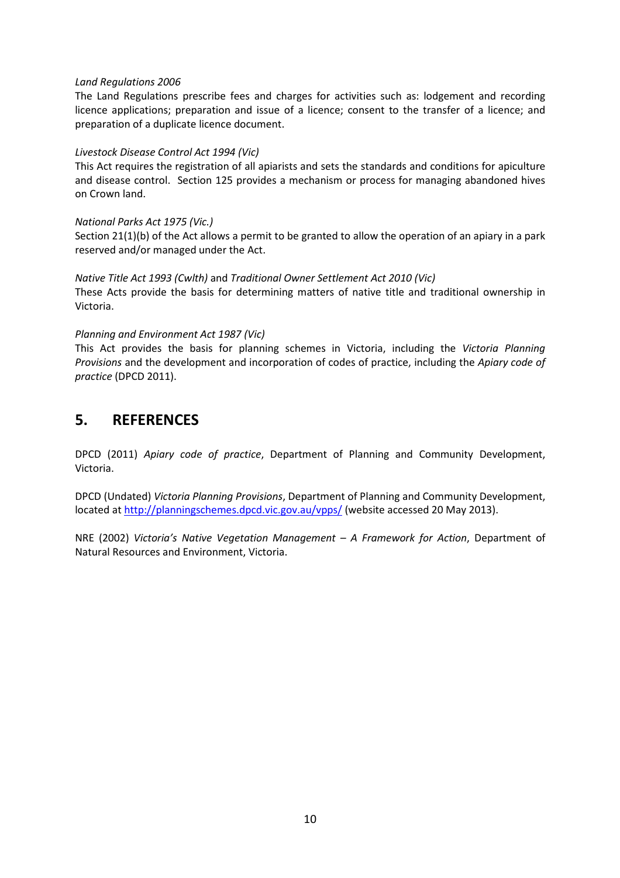*Land Regulations 2006*

The Land Regulations prescribe fees and charges for activities such as: lodgement and recording licence applications; preparation and issue of a licence; consent to the transfer of a licence; and preparation of a duplicate licence document.

*Livestock Disease Control Act 1994 (Vic)*

This Act requires the registration of all apiarists and sets the standards and conditions for apiculture and disease control. Section 125 provides a mechanism or process for managing abandoned hives on Crown land.

*National Parks Act 1975 (Vic.)*

Section 21(1)(b) of the Act allows a permit to be granted to allow the operation of an apiary in a park reserved and/or managed under the Act.

*Native Title Act 1993 (Cwlth)* and *Traditional Owner Settlement Act 2010 (Vic)*

These Acts provide the basis for determining matters of native title and traditional ownership in Victoria.

*Planning and Environment Act 1987 (Vic)*

This Act provides the basis for planning schemes in Victoria, including the *Victoria Planning Provisions* and the development and incorporation of codes of practice, including the *Apiary code of practice* (DPCD 2011).

## 5. REFERENCES

DPCD (2011) *Apiary code of practice*, Department of Planning and Community Development, Victoria.

DPCD (Undated) *Victoria Planning Provisions*, Department of Planning and Community Development, located at http://planningschemes.dpcd.vic.gov.au/vpps/ (website accessed 20 May 2013).

NRE (2002) *Victoria's Native Vegetation Management – A Framework for Action*, Department of Natural Resources and Environment, Victoria.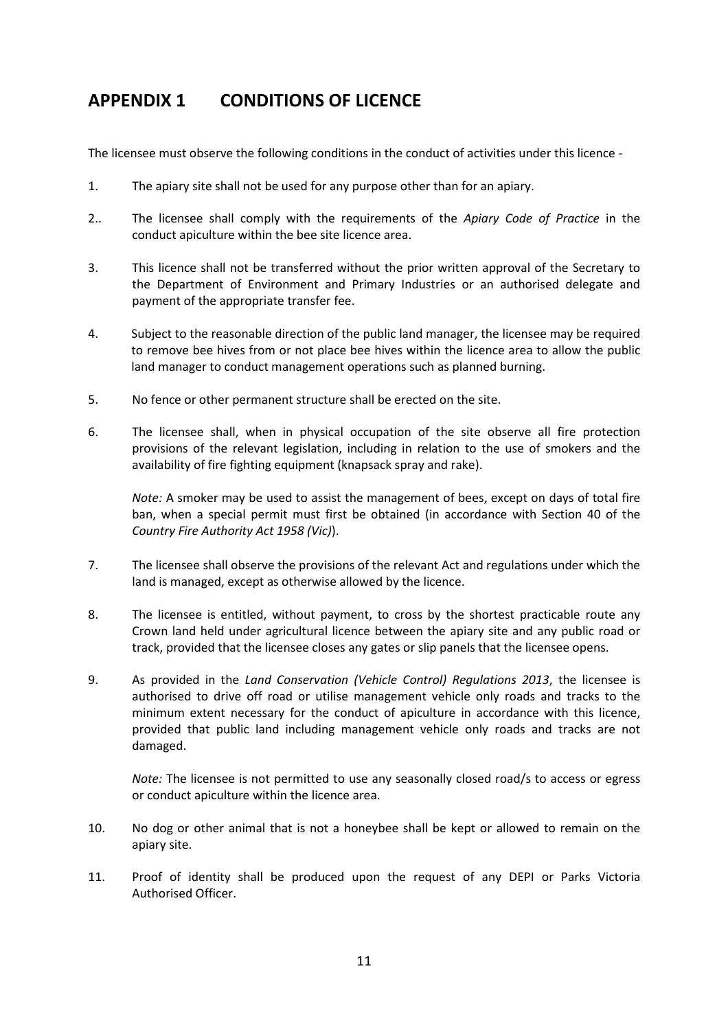# APPENDIX 1 CONDITIONS OF LICENCE

The licensee must observe the following conditions in the conduct of activities under this licence -

1. The apiary site shall not be used for any purpose other than for an apiary.

2.. The licensee shall comply with the requirements of the *Apiary Code of Practice* in the conduct apiculture within the bee site licence area.

3. This licence shall not be transferred without the prior written approval of the Secretary to the Department of Environment and Primary Industries or an authorised delegate and payment of the appropriate transfer fee.

4. Subject to the reasonable direction of the public land manager, the licensee may be required to remove bee hives from or not place bee hives within the licence area to allow the public land manager to conduct management operations such as planned burning.

5. No fence or other permanent structure shall be erected on the site.

6. The licensee shall, when in physical occupation of the site observe all fire protection provisions of the relevant legislation, including in relation to the use of smokers and the availability of fire fighting equipment (knapsack spray and rake).

   *Note:* A smoker may be used to assist the management of bees, except on days of total fire ban, when a special permit must first be obtained (in accordance with Section 40 of the *Country Fire Authority Act 1958 (Vic)*).

7. The licensee shall observe the provisions of the relevant Act and regulations under which the land is managed, except as otherwise allowed by the licence.

8. The licensee is entitled, without payment, to cross by the shortest practicable route any Crown land held under agricultural licence between the apiary site and any public road or track, provided that the licensee closes any gates or slip panels that the licensee opens.

9. As provided in the *Land Conservation (Vehicle Control) Regulations 2013*, the licensee is authorised to drive off road or utilise management vehicle only roads and tracks to the minimum extent necessary for the conduct of apiculture in accordance with this licence, provided that public land including management vehicle only roads and tracks are not damaged.

   *Note:* The licensee is not permitted to use any seasonally closed road/s to access or egress or conduct apiculture within the licence area.

10. No dog or other animal that is not a honeybee shall be kept or allowed to remain on the apiary site.

11. Proof of identity shall be produced upon the request of any DEPI or Parks Victoria Authorised Officer.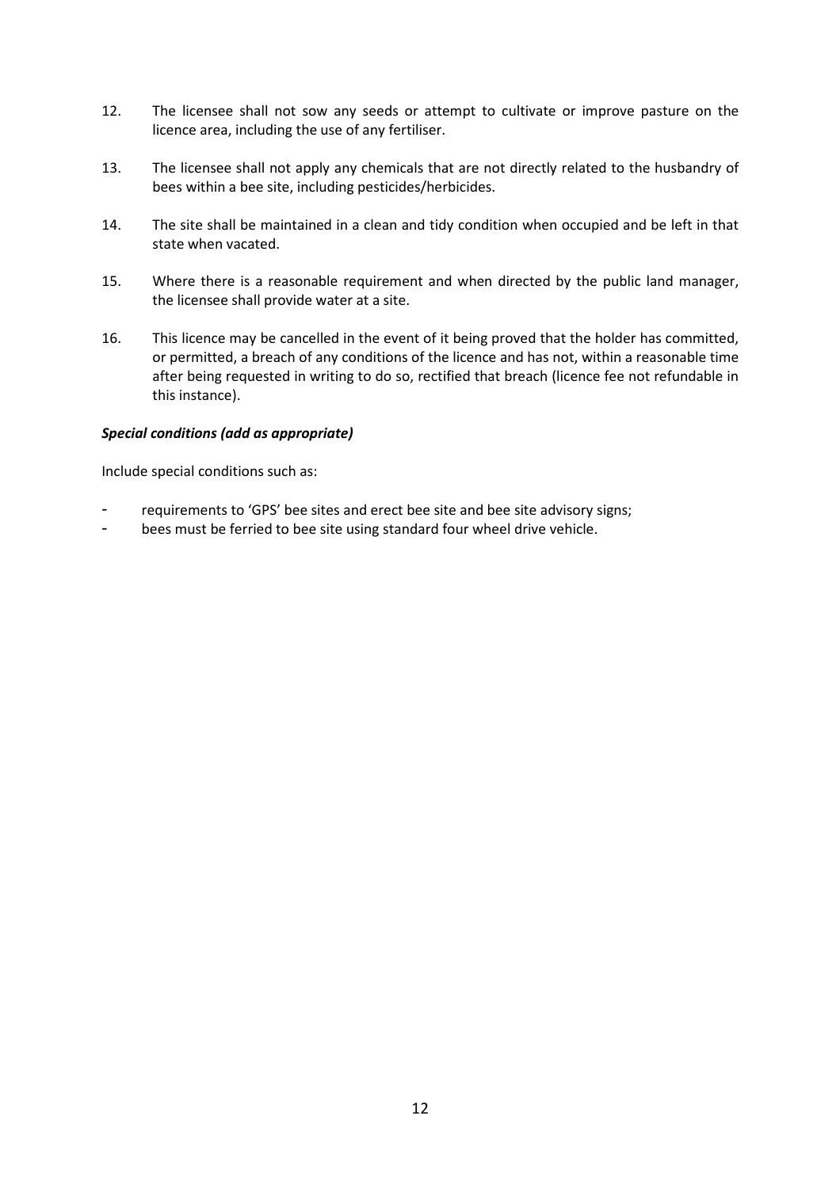12. The licensee shall not sow any seeds or attempt to cultivate or improve pasture on the licence area, including the use of any fertiliser.

13. The licensee shall not apply any chemicals that are not directly related to the husbandry of bees within a bee site, including pesticides/herbicides.

14. The site shall be maintained in a clean and tidy condition when occupied and be left in that state when vacated.

15. Where there is a reasonable requirement and when directed by the public land manager, the licensee shall provide water at a site.

16. This licence may be cancelled in the event of it being proved that the holder has committed, or permitted, a breach of any conditions of the licence and has not, within a reasonable time after being requested in writing to do so, rectified that breach (licence fee not refundable in this instance).

***Special conditions (add as appropriate)***

Include special conditions such as:

- requirements to 'GPS' bee sites and erect bee site and bee site advisory signs;
- bees must be ferried to bee site using standard four wheel drive vehicle.